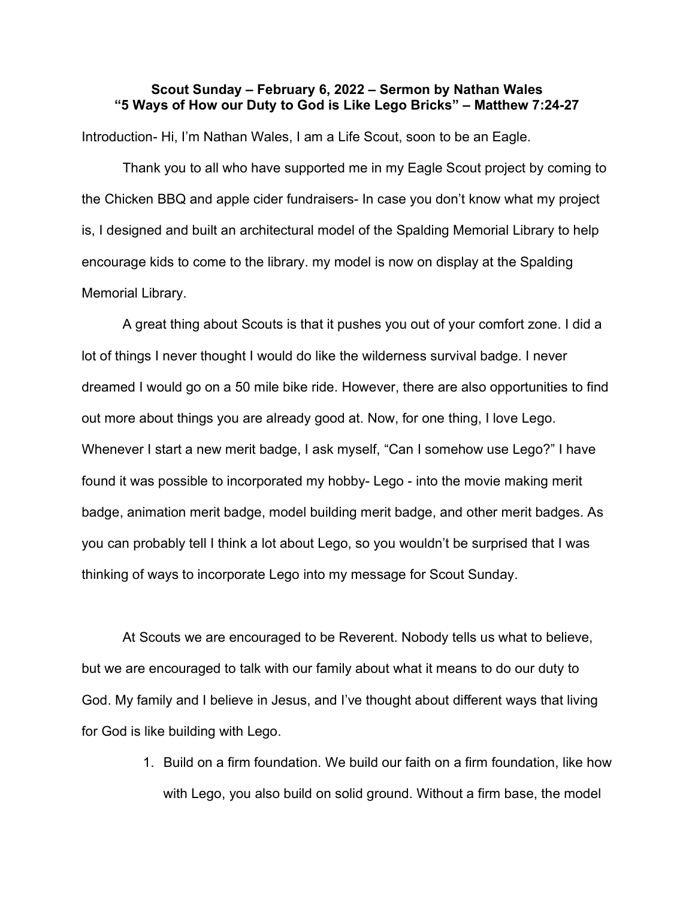**Scout Sunday – February 6, 2022 – Sermon by Nathan Wales**
**"5 Ways of How our Duty to God is Like Lego Bricks" – Matthew 7:24-27**

Introduction- Hi, I'm Nathan Wales, I am a Life Scout, soon to be an Eagle.

Thank you to all who have supported me in my Eagle Scout project by coming to the Chicken BBQ and apple cider fundraisers- In case you don't know what my project is, I designed and built an architectural model of the Spalding Memorial Library to help encourage kids to come to the library. my model is now on display at the Spalding Memorial Library.

A great thing about Scouts is that it pushes you out of your comfort zone. I did a lot of things I never thought I would do like the wilderness survival badge. I never dreamed I would go on a 50 mile bike ride. However, there are also opportunities to find out more about things you are already good at. Now, for one thing, I love Lego. Whenever I start a new merit badge, I ask myself, "Can I somehow use Lego?" I have found it was possible to incorporated my hobby- Lego - into the movie making merit badge, animation merit badge, model building merit badge, and other merit badges. As you can probably tell I think a lot about Lego, so you wouldn't be surprised that I was thinking of ways to incorporate Lego into my message for Scout Sunday.

At Scouts we are encouraged to be Reverent. Nobody tells us what to believe, but we are encouraged to talk with our family about what it means to do our duty to God. My family and I believe in Jesus, and I've thought about different ways that living for God is like building with Lego.

1. Build on a firm foundation. We build our faith on a firm foundation, like how with Lego, you also build on solid ground. Without a firm base, the model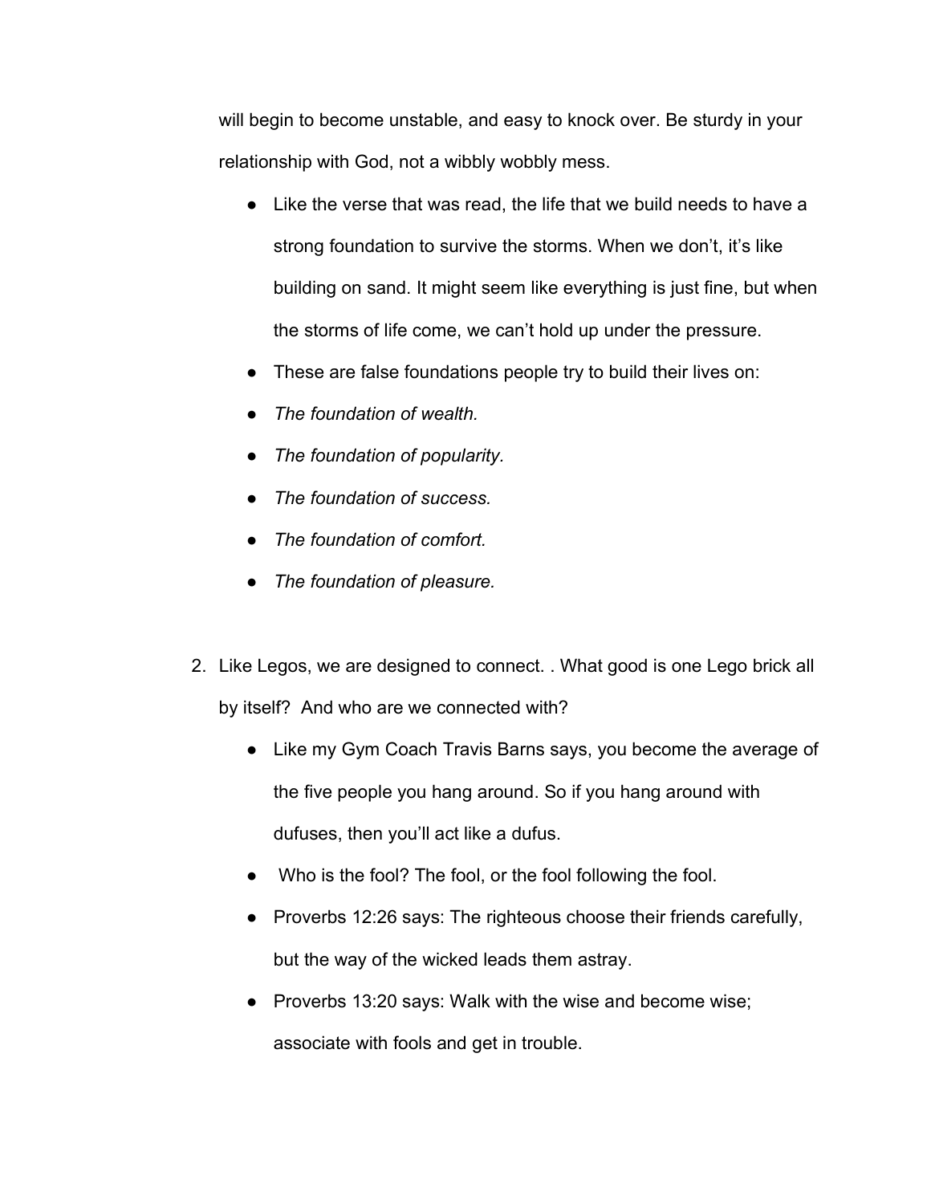will begin to become unstable, and easy to knock over. Be sturdy in your relationship with God, not a wibbly wobbly mess.

- Like the verse that was read, the life that we build needs to have a strong foundation to survive the storms. When we don't, it's like building on sand. It might seem like everything is just fine, but when the storms of life come, we can't hold up under the pressure.
- These are false foundations people try to build their lives on:
- *The foundation of wealth.*
- *The foundation of popularity.*
- *The foundation of success.*
- *The foundation of comfort.*
- *The foundation of pleasure.*

2. Like Legos, we are designed to connect. . What good is one Lego brick all by itself? And who are we connected with?
   - Like my Gym Coach Travis Barns says, you become the average of the five people you hang around. So if you hang around with dufuses, then you'll act like a dufus.
   - Who is the fool? The fool, or the fool following the fool.
   - Proverbs 12:26 says: The righteous choose their friends carefully, but the way of the wicked leads them astray.
   - Proverbs 13:20 says: Walk with the wise and become wise; associate with fools and get in trouble.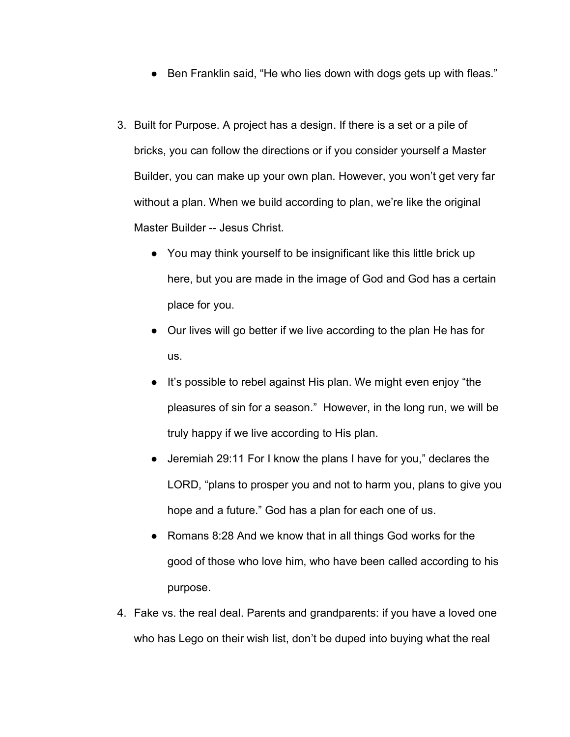- Ben Franklin said, “He who lies down with dogs gets up with fleas.”

3. Built for Purpose. A project has a design. If there is a set or a pile of bricks, you can follow the directions or if you consider yourself a Master Builder, you can make up your own plan. However, you won’t get very far without a plan. When we build according to plan, we’re like the original Master Builder -- Jesus Christ.
    - You may think yourself to be insignificant like this little brick up here, but you are made in the image of God and God has a certain place for you.
    - Our lives will go better if we live according to the plan He has for us.
    - It’s possible to rebel against His plan. We might even enjoy “the pleasures of sin for a season.” However, in the long run, we will be truly happy if we live according to His plan.
    - Jeremiah 29:11 For I know the plans I have for you,” declares the LORD, “plans to prosper you and not to harm you, plans to give you hope and a future.” God has a plan for each one of us.
    - Romans 8:28 And we know that in all things God works for the good of those who love him, who have been called according to his purpose.
4. Fake vs. the real deal. Parents and grandparents: if you have a loved one who has Lego on their wish list, don’t be duped into buying what the real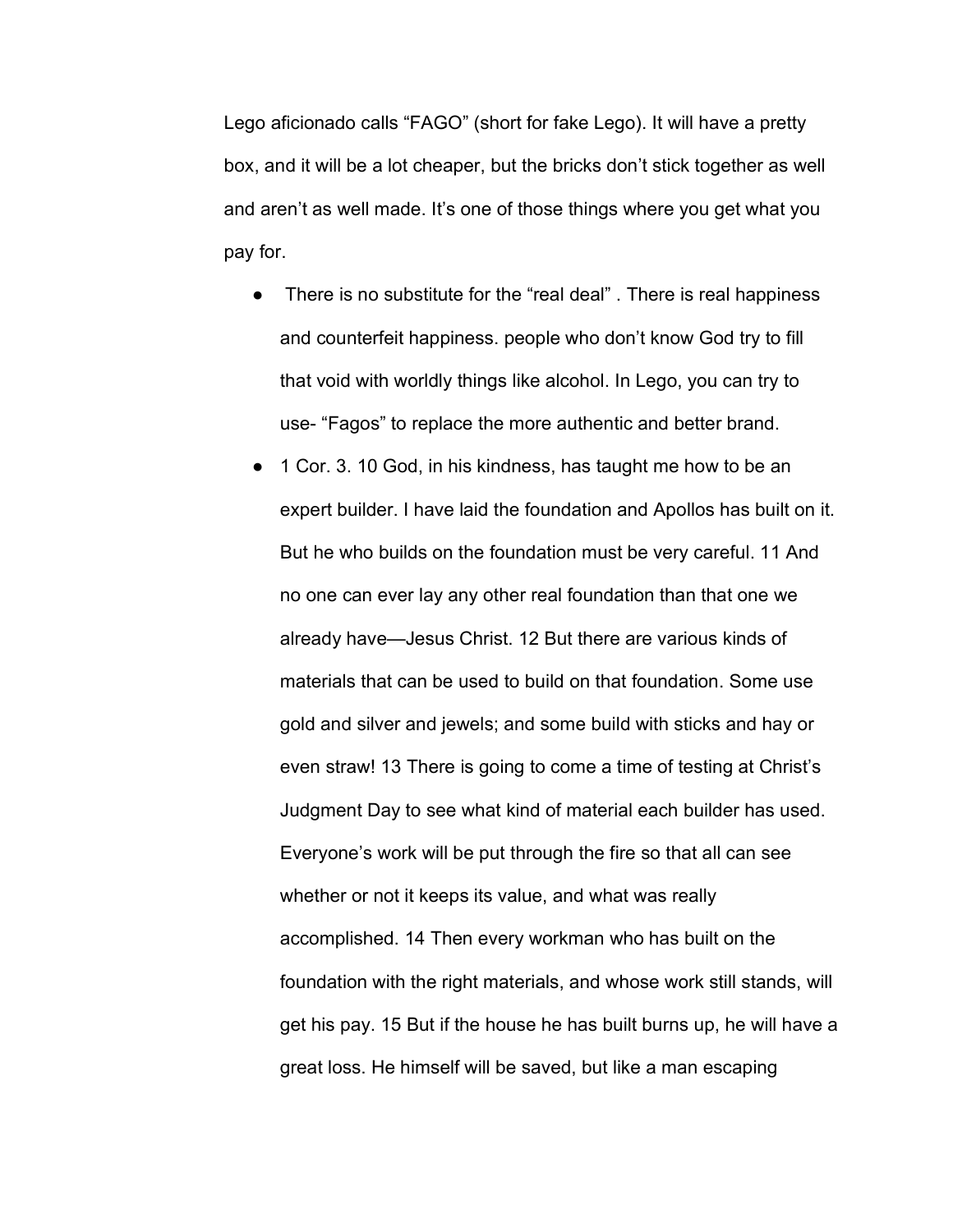Lego aficionado calls “FAGO” (short for fake Lego). It will have a pretty box, and it will be a lot cheaper, but the bricks don’t stick together as well and aren’t as well made. It’s one of those things where you get what you pay for.

- There is no substitute for the “real deal” . There is real happiness and counterfeit happiness. people who don’t know God try to fill that void with worldly things like alcohol. In Lego, you can try to use- “Fagos” to replace the more authentic and better brand.
- 1 Cor. 3. 10 God, in his kindness, has taught me how to be an expert builder. I have laid the foundation and Apollos has built on it. But he who builds on the foundation must be very careful. 11 And no one can ever lay any other real foundation than that one we already have—Jesus Christ. 12 But there are various kinds of materials that can be used to build on that foundation. Some use gold and silver and jewels; and some build with sticks and hay or even straw! 13 There is going to come a time of testing at Christ’s Judgment Day to see what kind of material each builder has used. Everyone’s work will be put through the fire so that all can see whether or not it keeps its value, and what was really accomplished. 14 Then every workman who has built on the foundation with the right materials, and whose work still stands, will get his pay. 15 But if the house he has built burns up, he will have a great loss. He himself will be saved, but like a man escaping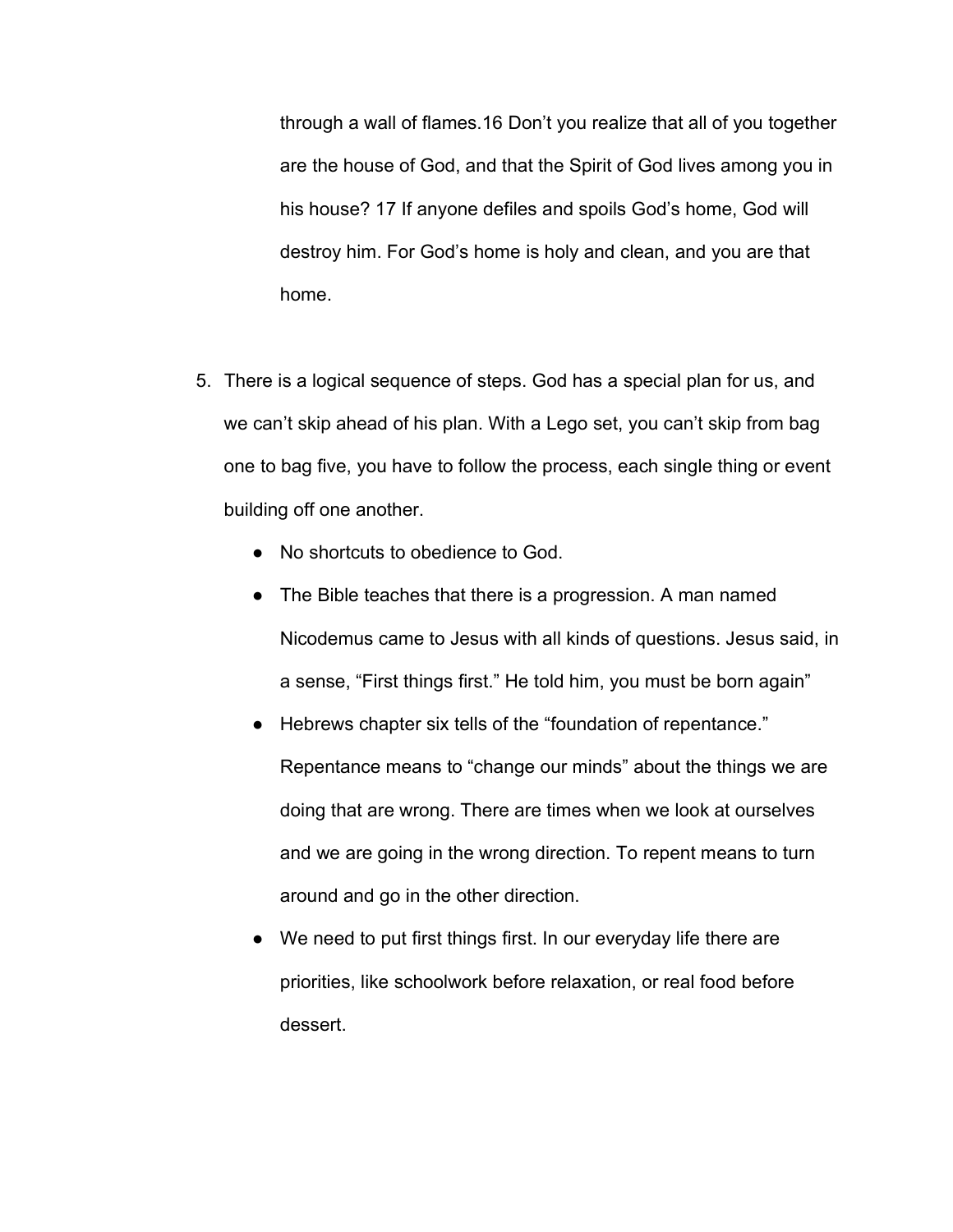through a wall of flames.16 Don't you realize that all of you together are the house of God, and that the Spirit of God lives among you in his house? 17 If anyone defiles and spoils God's home, God will destroy him. For God's home is holy and clean, and you are that home.

5. There is a logical sequence of steps. God has a special plan for us, and we can't skip ahead of his plan. With a Lego set, you can't skip from bag one to bag five, you have to follow the process, each single thing or event building off one another.
    - No shortcuts to obedience to God.
    - The Bible teaches that there is a progression. A man named Nicodemus came to Jesus with all kinds of questions. Jesus said, in a sense, "First things first." He told him, you must be born again"
    - Hebrews chapter six tells of the "foundation of repentance." Repentance means to "change our minds" about the things we are doing that are wrong. There are times when we look at ourselves and we are going in the wrong direction. To repent means to turn around and go in the other direction.
    - We need to put first things first. In our everyday life there are priorities, like schoolwork before relaxation, or real food before dessert.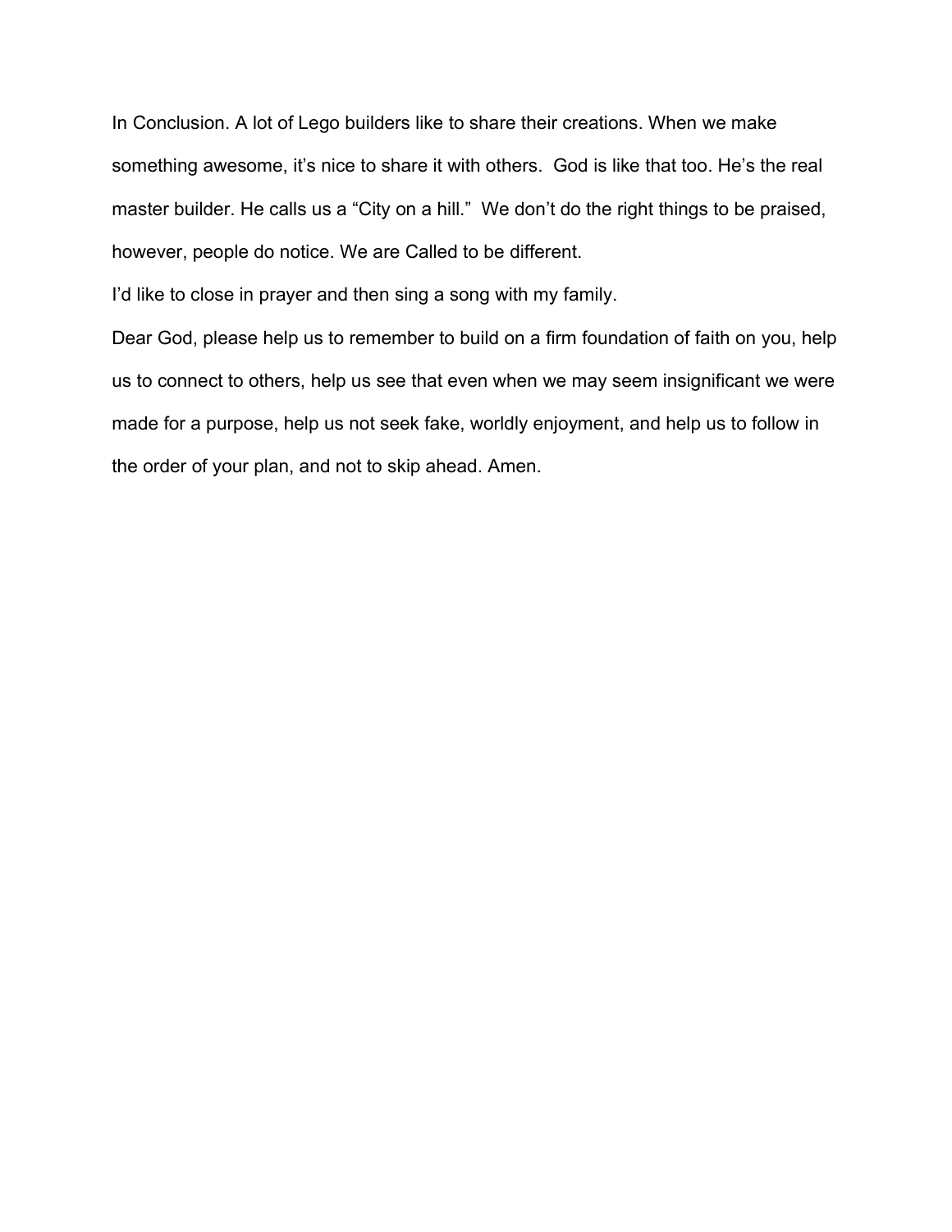In Conclusion. A lot of Lego builders like to share their creations. When we make something awesome, it's nice to share it with others. God is like that too. He's the real master builder. He calls us a "City on a hill." We don't do the right things to be praised, however, people do notice. We are Called to be different.

I'd like to close in prayer and then sing a song with my family.

Dear God, please help us to remember to build on a firm foundation of faith on you, help us to connect to others, help us see that even when we may seem insignificant we were made for a purpose, help us not seek fake, worldly enjoyment, and help us to follow in the order of your plan, and not to skip ahead. Amen.